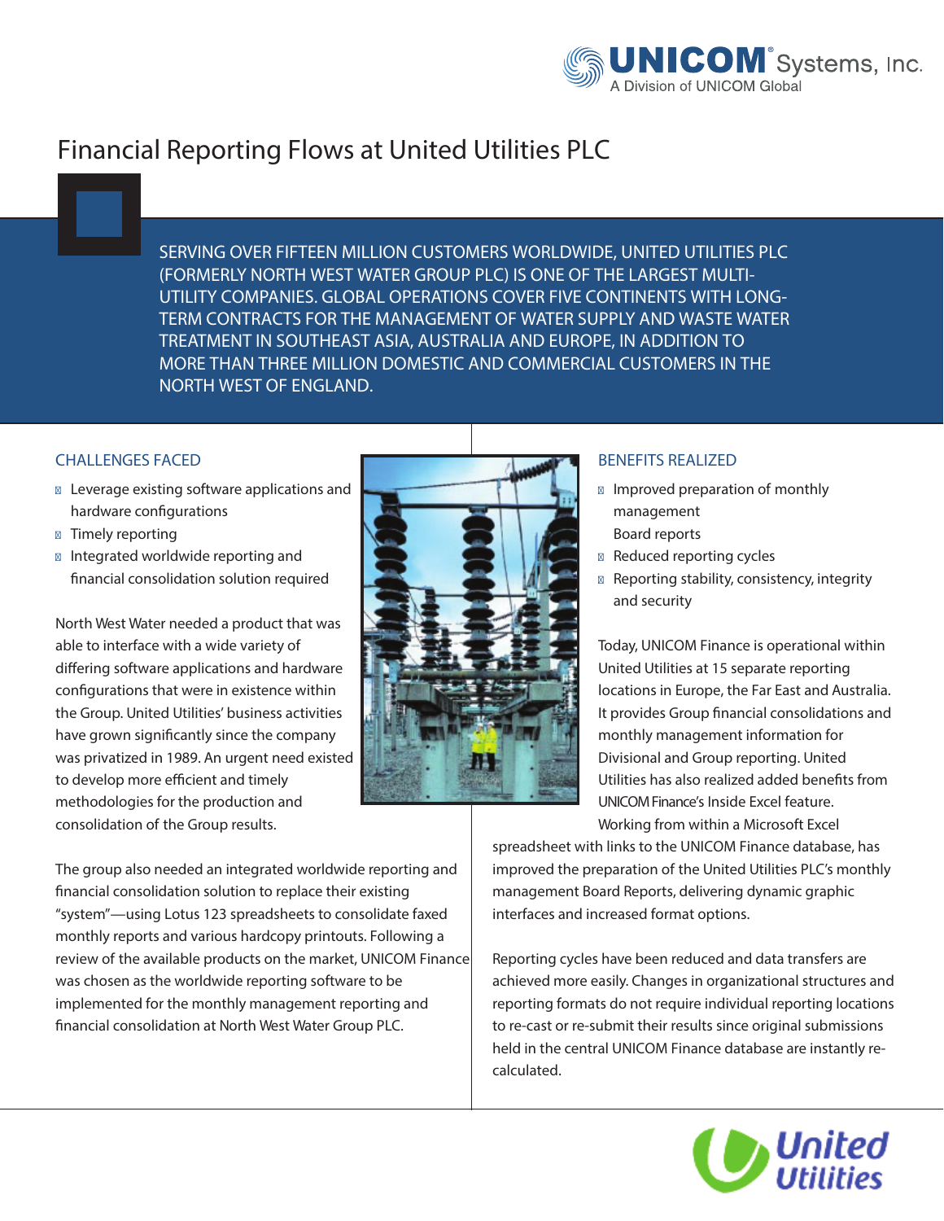# Financial Reporting Flows at United Utilities PLC

SERVING OVER FIFTEEN MILLION CUSTOMERS WORLDWIDE, UNITED UTILITIES PLC (FORMERLY NORTH WEST WATER GROUP PLC) IS ONE OF THE LARGEST MULTI-UTILITY COMPANIES. GLOBAL OPERATIONS COVER FIVE CONTINENTS WITH LONG-TERM CONTRACTS FOR THE MANAGEMENT OF WATER SUPPLY AND WASTE WATER TREATMENT IN SOUTHEAST ASIA, AUSTRALIA AND EUROPE, IN ADDITION TO MORE THAN THREE MILLION DOMESTIC AND COMMERCIAL CUSTOMERS IN THE NORTH WEST OF ENGLAND.

## CHALLENGES FACED

- Leverage existing software applications and hardware configurations
- Timely reporting
- Integrated worldwide reporting and financial consolidation solution required

North West Water needed a product that was able to interface with a wide variety of differing software applications and hardware configurations that were in existence within the Group. United Utilities' business activities have grown significantly since the company was privatized in 1989. An urgent need existed to develop more efficient and timely methodologies for the production and consolidation of the Group results.

The group also needed an integrated worldwide reporting and financial consolidation solution to replace their existing "system"—using Lotus 123 spreadsheets to consolidate faxed monthly reports and various hardcopy printouts. Following a review of the available products on the market, UNICOM Finance was chosen as the worldwide reporting software to be implemented for the monthly management reporting and financial consolidation at North West Water Group PLC.

## BENEFITS REALIZED

- Improved preparation of monthly management Board reports
- Reduced reporting cycles
- Reporting stability, consistency, integrity and security

Today, UNICOM Finance is operational within United Utilities at 15 separate reporting locations in Europe, the Far East and Australia. It provides Group financial consolidations and monthly management information for Divisional and Group reporting. United Utilities has also realized added benefits from UNICOM Finance's Inside Excel feature. Working from within a Microsoft Excel spreadsheet with links to the UNICOM Finance database, has improved the preparation of the United Utilities PLC's monthly management Board Reports, delivering dynamic graphic interfaces and increased format options.

Reporting cycles have been reduced and data transfers are achieved more easily. Changes in organizational structures and reporting formats do not require individual reporting locations to re-cast or re-submit their results since original submissions held in the central UNICOM Finance database are instantly re-calculated.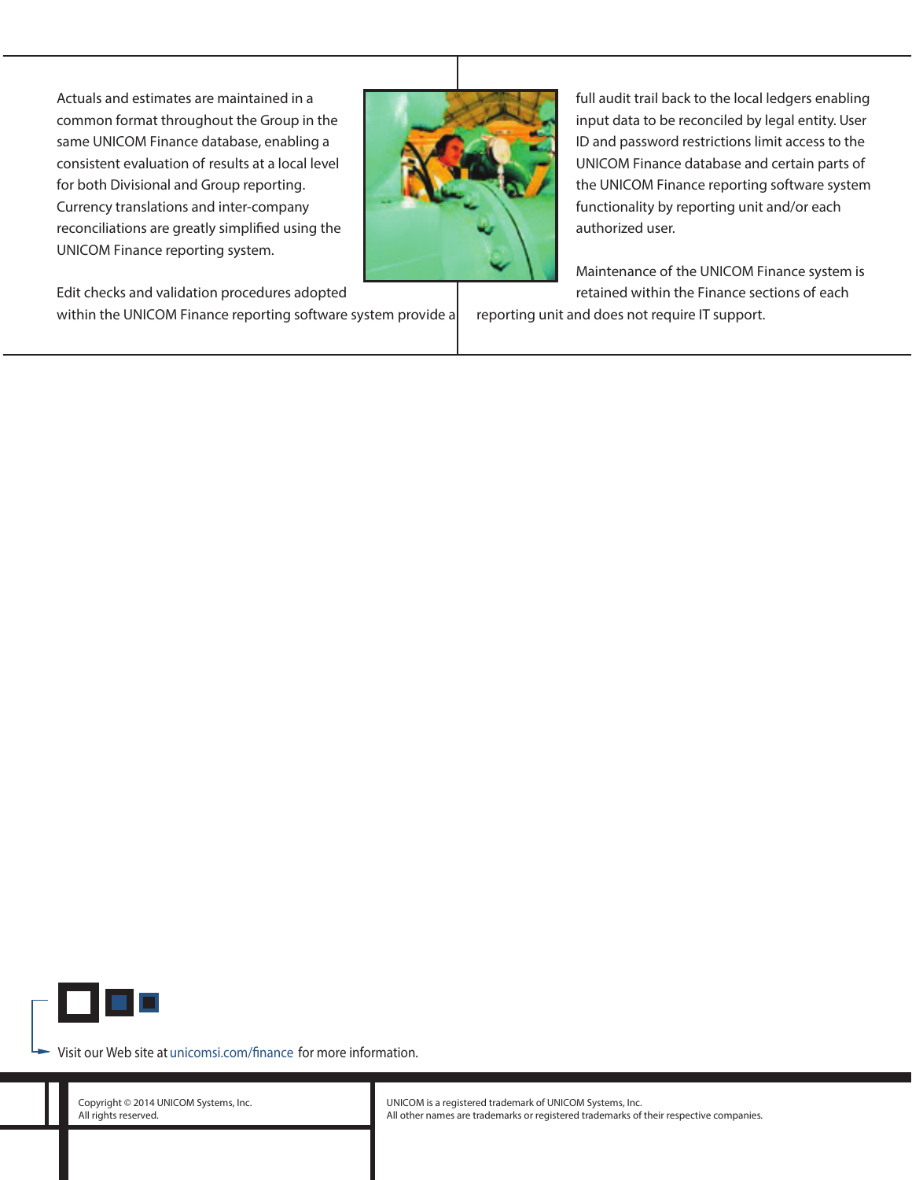Actuals and estimates are maintained in a common format throughout the Group in the same UNICOM Finance database, enabling a consistent evaluation of results at a local level for both Divisional and Group reporting. Currency translations and inter-company reconciliations are greatly simplified using the UNICOM Finance reporting system.

Edit checks and validation procedures adopted within the UNICOM Finance reporting software system provide a full audit trail back to the local ledgers enabling input data to be reconciled by legal entity. User ID and password restrictions limit access to the UNICOM Finance database and certain parts of the UNICOM Finance reporting software system functionality by reporting unit and/or each authorized user.

Maintenance of the UNICOM Finance system is retained within the Finance sections of each reporting unit and does not require IT support.

Visit our Web site at unicomsi.com/finance for more information.

Copyright © 2014 UNICOM Systems, Inc.
All rights reserved.

UNICOM is a registered trademark of UNICOM Systems, Inc.
All other names are trademarks or registered trademarks of their respective companies.